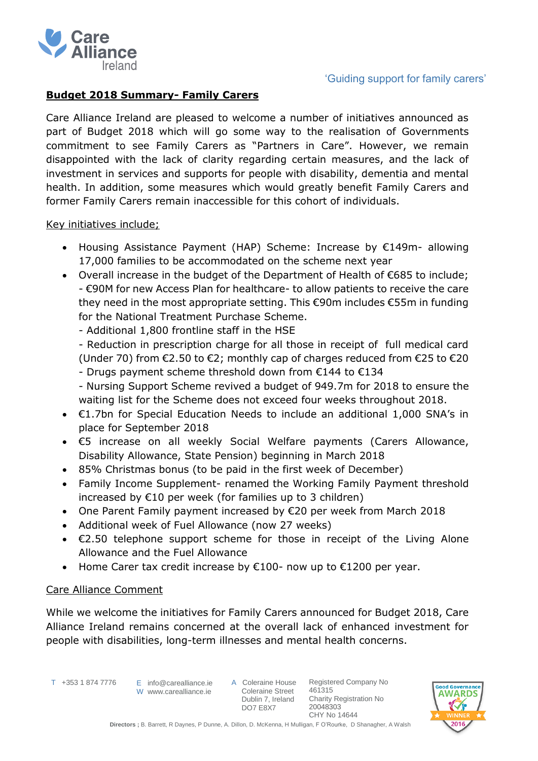'Guiding support for family carers'

**Budget 2018 Summary- Family Carers**

Care Alliance Ireland are pleased to welcome a number of initiatives announced as part of Budget 2018 which will go some way to the realisation of Governments commitment to see Family Carers as "Partners in Care". However, we remain disappointed with the lack of clarity regarding certain measures, and the lack of investment in services and supports for people with disability, dementia and mental health. In addition, some measures which would greatly benefit Family Carers and former Family Carers remain inaccessible for this cohort of individuals.

Key initiatives include;

- Housing Assistance Payment (HAP) Scheme: Increase by €149m- allowing 17,000 families to be accommodated on the scheme next year
- Overall increase in the budget of the Department of Health of €685 to include;
  - €90M for new Access Plan for healthcare- to allow patients to receive the care they need in the most appropriate setting. This €90m includes €55m in funding for the National Treatment Purchase Scheme.
  - Additional 1,800 frontline staff in the HSE
  - Reduction in prescription charge for all those in receipt of full medical card (Under 70) from €2.50 to €2; monthly cap of charges reduced from €25 to €20
  - Drugs payment scheme threshold down from €144 to €134
  - Nursing Support Scheme revived a budget of 949.7m for 2018 to ensure the waiting list for the Scheme does not exceed four weeks throughout 2018.
- €1.7bn for Special Education Needs to include an additional 1,000 SNA's in place for September 2018
- €5 increase on all weekly Social Welfare payments (Carers Allowance, Disability Allowance, State Pension) beginning in March 2018
- 85% Christmas bonus (to be paid in the first week of December)
- Family Income Supplement- renamed the Working Family Payment threshold increased by €10 per week (for families up to 3 children)
- One Parent Family payment increased by €20 per week from March 2018
- Additional week of Fuel Allowance (now 27 weeks)
- €2.50 telephone support scheme for those in receipt of the Living Alone Allowance and the Fuel Allowance
- Home Carer tax credit increase by €100- now up to €1200 per year.

Care Alliance Comment

While we welcome the initiatives for Family Carers announced for Budget 2018, Care Alliance Ireland remains concerned at the overall lack of enhanced investment for people with disabilities, long-term illnesses and mental health concerns.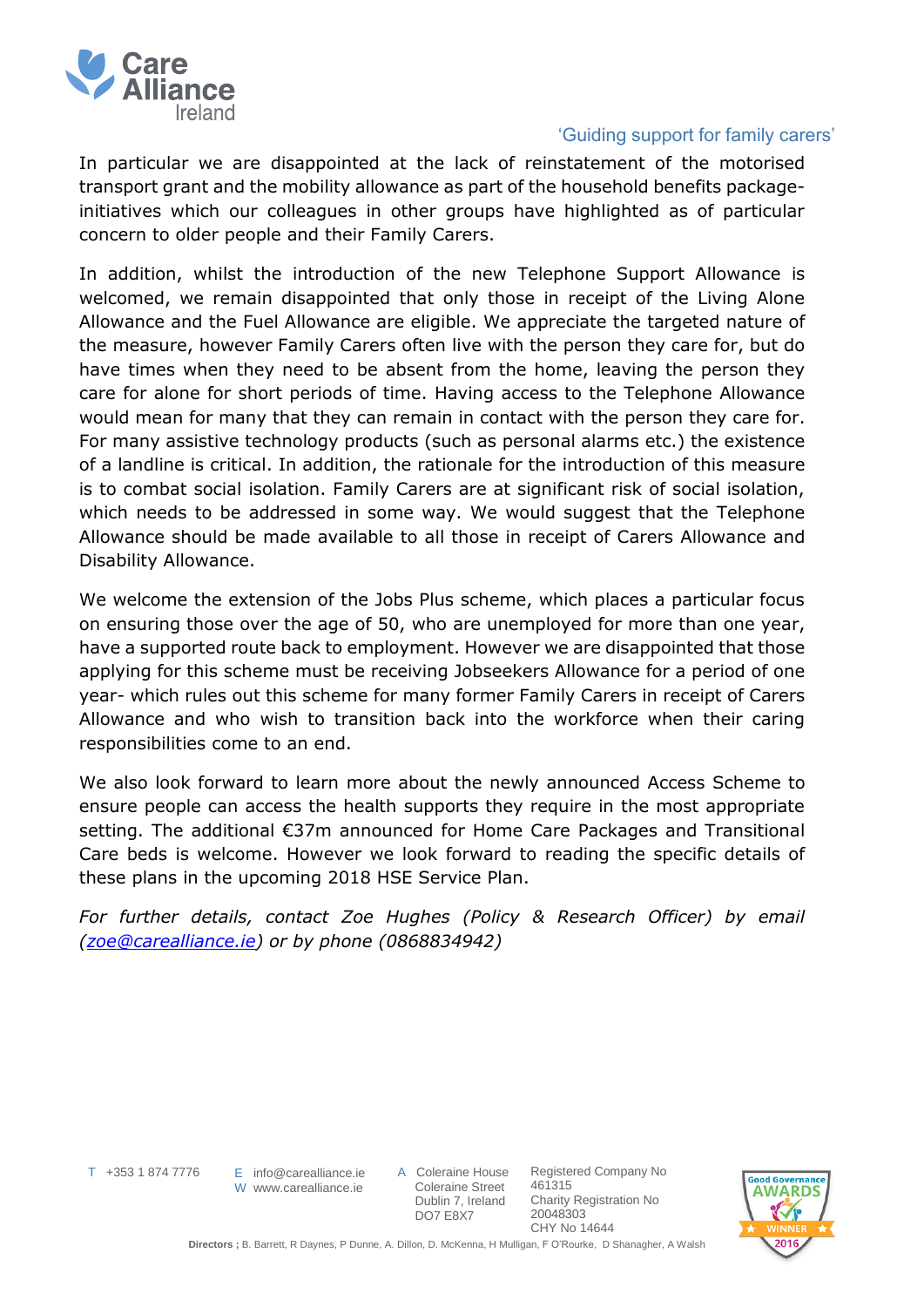In particular we are disappointed at the lack of reinstatement of the motorised transport grant and the mobility allowance as part of the household benefits package- initiatives which our colleagues in other groups have highlighted as of particular concern to older people and their Family Carers.

In addition, whilst the introduction of the new Telephone Support Allowance is welcomed, we remain disappointed that only those in receipt of the Living Alone Allowance and the Fuel Allowance are eligible. We appreciate the targeted nature of the measure, however Family Carers often live with the person they care for, but do have times when they need to be absent from the home, leaving the person they care for alone for short periods of time. Having access to the Telephone Allowance would mean for many that they can remain in contact with the person they care for. For many assistive technology products (such as personal alarms etc.) the existence of a landline is critical. In addition, the rationale for the introduction of this measure is to combat social isolation. Family Carers are at significant risk of social isolation, which needs to be addressed in some way. We would suggest that the Telephone Allowance should be made available to all those in receipt of Carers Allowance and Disability Allowance.

We welcome the extension of the Jobs Plus scheme, which places a particular focus on ensuring those over the age of 50, who are unemployed for more than one year, have a supported route back to employment. However we are disappointed that those applying for this scheme must be receiving Jobseekers Allowance for a period of one year- which rules out this scheme for many former Family Carers in receipt of Carers Allowance and who wish to transition back into the workforce when their caring responsibilities come to an end.

We also look forward to learn more about the newly announced Access Scheme to ensure people can access the health supports they require in the most appropriate setting. The additional €37m announced for Home Care Packages and Transitional Care beds is welcome. However we look forward to reading the specific details of these plans in the upcoming 2018 HSE Service Plan.

*For further details, contact Zoe Hughes (Policy & Research Officer) by email (zoe@carealliance.ie) or by phone (0868834942)*